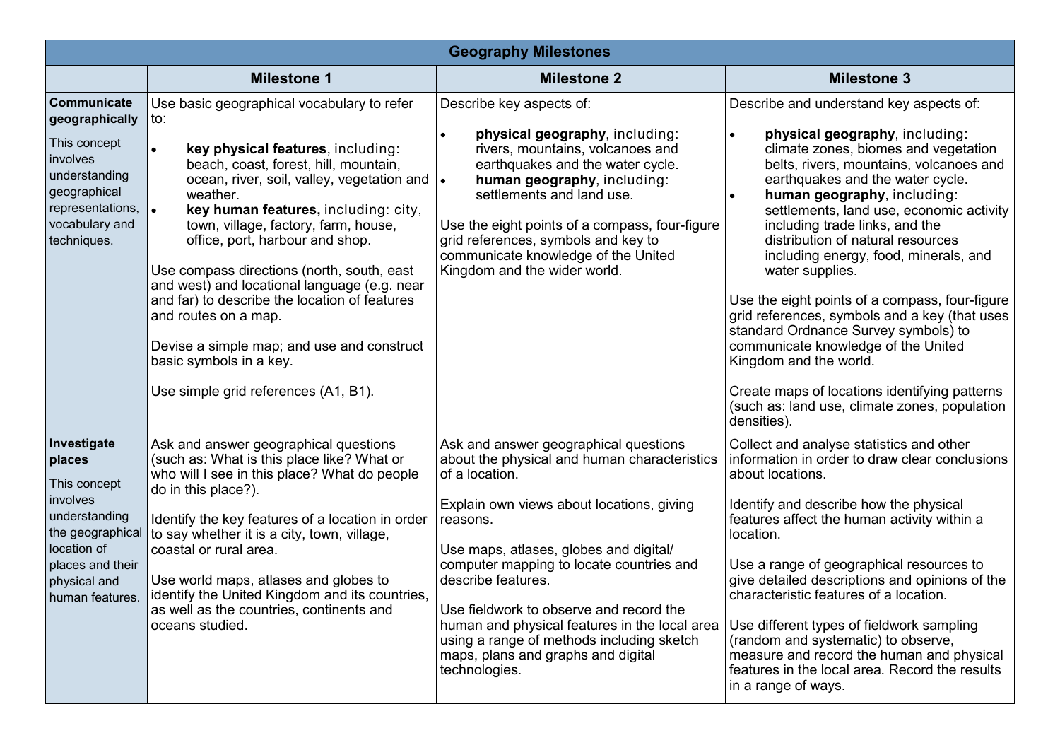| Geography Milestones | | | |
|---|---|---|---|
| | **Milestone 1** | **Milestone 2** | **Milestone 3** |
| **Communicate geographically**<br><br>This concept involves understanding geographical representations, vocabulary and techniques. | Use basic geographical vocabulary to refer to:<br><br>• **key physical features**, including: beach, coast, forest, hill, mountain, ocean, river, soil, valley, vegetation and weather.<br>• **key human features,** including: city, town, village, factory, farm, house, office, port, harbour and shop.<br><br>Use compass directions (north, south, east and west) and locational language (e.g. near and far) to describe the location of features and routes on a map.<br><br>Devise a simple map; and use and construct basic symbols in a key.<br><br>Use simple grid references (A1, B1). | Describe key aspects of:<br><br>• **physical geography**, including: rivers, mountains, volcanoes and earthquakes and the water cycle.<br>• **human geography**, including: settlements and land use.<br><br>Use the eight points of a compass, four-figure grid references, symbols and key to communicate knowledge of the United Kingdom and the wider world. | Describe and understand key aspects of:<br><br>• **physical geography**, including: climate zones, biomes and vegetation belts, rivers, mountains, volcanoes and earthquakes and the water cycle.<br>• **human geography**, including: settlements, land use, economic activity including trade links, and the distribution of natural resources including energy, food, minerals, and water supplies.<br><br>Use the eight points of a compass, four-figure grid references, symbols and a key (that uses standard Ordnance Survey symbols) to communicate knowledge of the United Kingdom and the world.<br><br>Create maps of locations identifying patterns (such as: land use, climate zones, population densities). |
| **Investigate places**<br><br>This concept involves understanding the geographical location of places and their physical and human features. | Ask and answer geographical questions (such as: What is this place like? What or who will I see in this place? What do people do in this place?).<br><br>Identify the key features of a location in order to say whether it is a city, town, village, coastal or rural area.<br><br>Use world maps, atlases and globes to identify the United Kingdom and its countries, as well as the countries, continents and oceans studied. | Ask and answer geographical questions about the physical and human characteristics of a location.<br><br>Explain own views about locations, giving reasons.<br><br>Use maps, atlases, globes and digital/ computer mapping to locate countries and describe features.<br><br>Use fieldwork to observe and record the human and physical features in the local area using a range of methods including sketch maps, plans and graphs and digital technologies. | Collect and analyse statistics and other information in order to draw clear conclusions about locations.<br><br>Identify and describe how the physical features affect the human activity within a location.<br><br>Use a range of geographical resources to give detailed descriptions and opinions of the characteristic features of a location.<br><br>Use different types of fieldwork sampling (random and systematic) to observe, measure and record the human and physical features in the local area. Record the results in a range of ways. |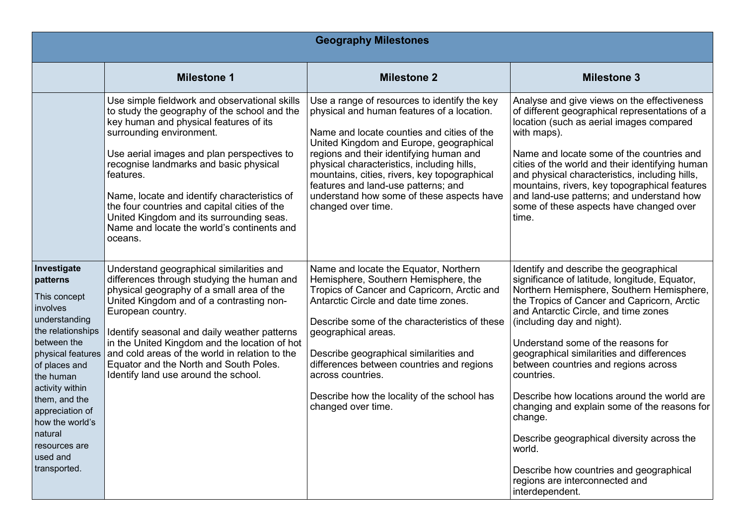| Geography Milestones | | | |
|---|---|---|---|
| | **Milestone 1** | **Milestone 2** | **Milestone 3** |
| | Use simple fieldwork and observational skills to study the geography of the school and the key human and physical features of its surrounding environment.<br><br>Use aerial images and plan perspectives to recognise landmarks and basic physical features.<br><br>Name, locate and identify characteristics of the four countries and capital cities of the United Kingdom and its surrounding seas. Name and locate the world's continents and oceans. | Use a range of resources to identify the key physical and human features of a location.<br><br>Name and locate counties and cities of the United Kingdom and Europe, geographical regions and their identifying human and physical characteristics, including hills, mountains, cities, rivers, key topographical features and land-use patterns; and understand how some of these aspects have changed over time. | Analyse and give views on the effectiveness of different geographical representations of a location (such as aerial images compared with maps).<br><br>Name and locate some of the countries and cities of the world and their identifying human and physical characteristics, including hills, mountains, rivers, key topographical features and land-use patterns; and understand how some of these aspects have changed over time. |
| **Investigate patterns**<br><br>This concept involves understanding the relationships between the physical features of places and the human activity within them, and the appreciation of how the world's natural resources are used and transported. | Understand geographical similarities and differences through studying the human and physical geography of a small area of the United Kingdom and of a contrasting non-European country.<br><br>Identify seasonal and daily weather patterns in the United Kingdom and the location of hot and cold areas of the world in relation to the Equator and the North and South Poles. Identify land use around the school. | Name and locate the Equator, Northern Hemisphere, Southern Hemisphere, the Tropics of Cancer and Capricorn, Arctic and Antarctic Circle and date time zones.<br><br>Describe some of the characteristics of these geographical areas.<br><br>Describe geographical similarities and differences between countries and regions across countries.<br><br>Describe how the locality of the school has changed over time. | Identify and describe the geographical significance of latitude, longitude, Equator, Northern Hemisphere, Southern Hemisphere, the Tropics of Cancer and Capricorn, Arctic and Antarctic Circle, and time zones (including day and night).<br><br>Understand some of the reasons for geographical similarities and differences between countries and regions across countries.<br><br>Describe how locations around the world are changing and explain some of the reasons for change.<br><br>Describe geographical diversity across the world.<br><br>Describe how countries and geographical regions are interconnected and interdependent. |